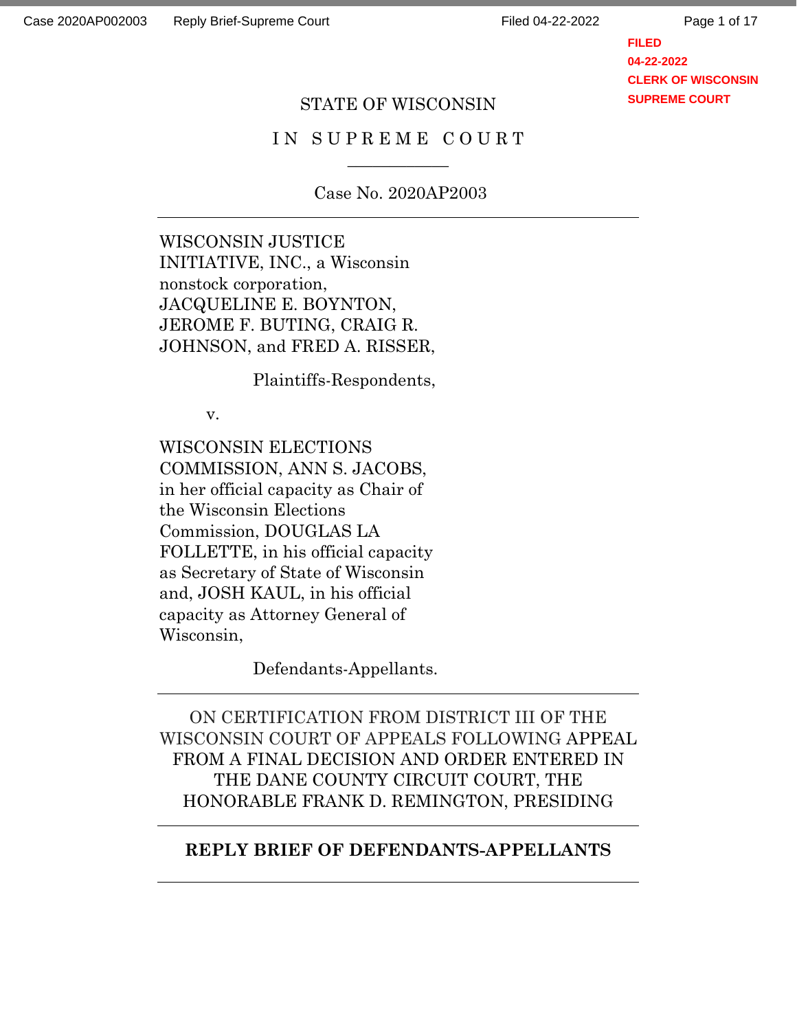STATE OF WISCONSIN

IN SUPREME COURT

Case No. 2020AP2003

---

WISCONSIN JUSTICE INITIATIVE, INC., a Wisconsin nonstock corporation, JACQUELINE E. BOYNTON, JEROME F. BUTING, CRAIG R. JOHNSON, and FRED A. RISSER,

Plaintiffs-Respondents,

v.

WISCONSIN ELECTIONS COMMISSION, ANN S. JACOBS, in her official capacity as Chair of the Wisconsin Elections Commission, DOUGLAS LA FOLLETTE, in his official capacity as Secretary of State of Wisconsin and, JOSH KAUL, in his official capacity as Attorney General of Wisconsin,

Defendants-Appellants.

---

ON CERTIFICATION FROM DISTRICT III OF THE WISCONSIN COURT OF APPEALS FOLLOWING APPEAL FROM A FINAL DECISION AND ORDER ENTERED IN THE DANE COUNTY CIRCUIT COURT, THE HONORABLE FRANK D. REMINGTON, PRESIDING

---

**REPLY BRIEF OF DEFENDANTS-APPELLANTS**

---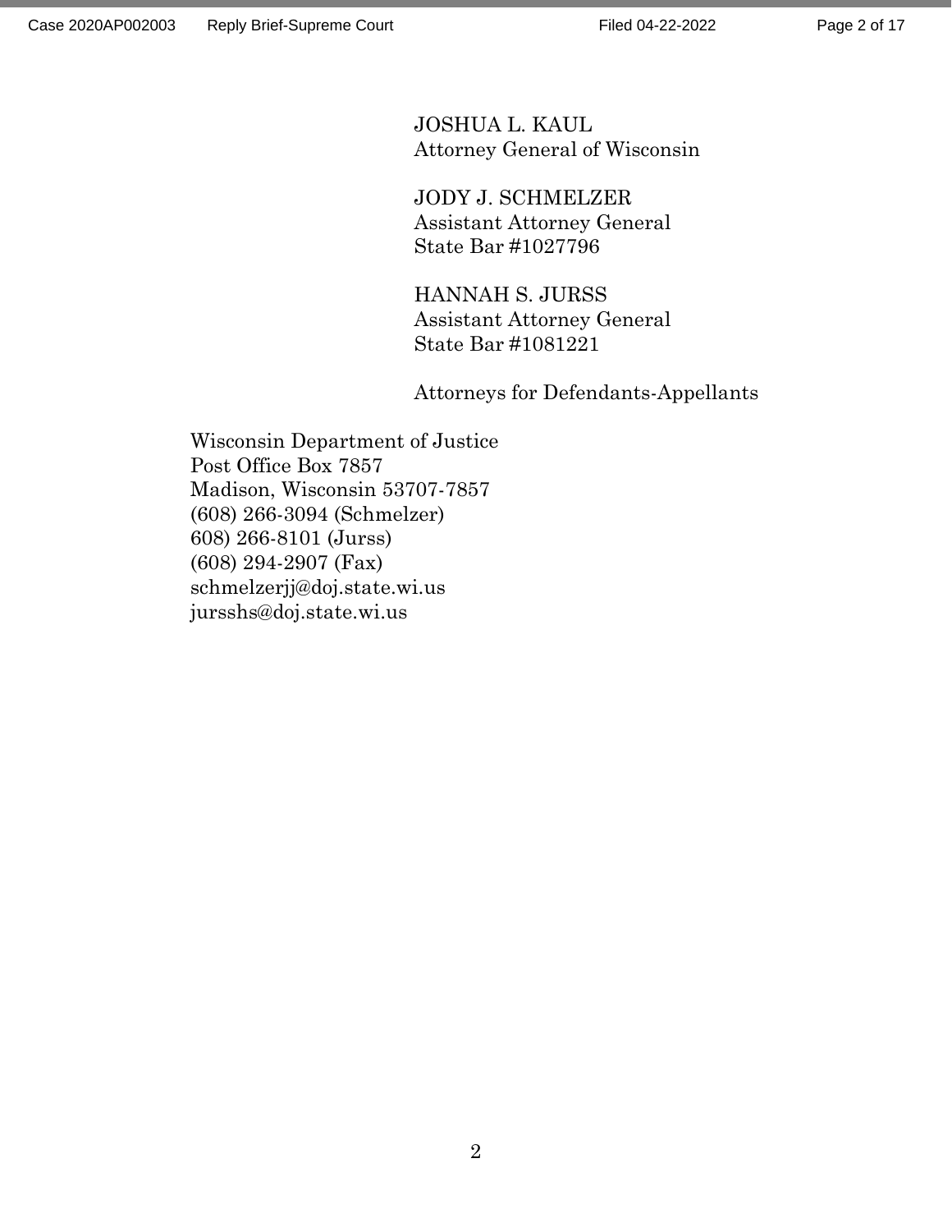JOSHUA L. KAUL
Attorney General of Wisconsin

JODY J. SCHMELZER
Assistant Attorney General
State Bar #1027796

HANNAH S. JURSS
Assistant Attorney General
State Bar #1081221

Attorneys for Defendants-Appellants

Wisconsin Department of Justice
Post Office Box 7857
Madison, Wisconsin 53707-7857
(608) 266-3094 (Schmelzer)
608) 266-8101 (Jurss)
(608) 294-2907 (Fax)
schmelzerjj@doj.state.wi.us
jursshs@doj.state.wi.us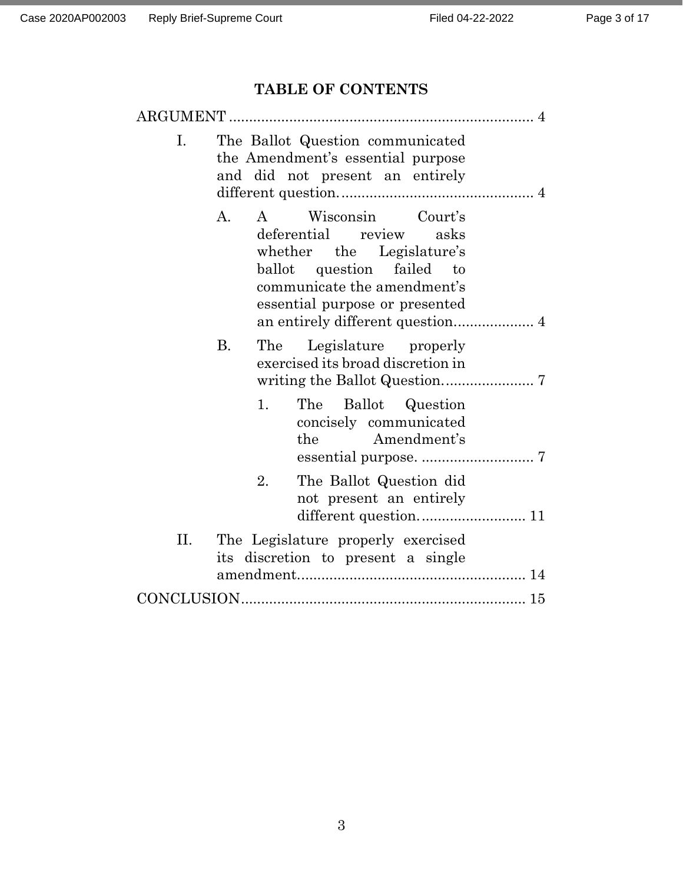# TABLE OF CONTENTS

ARGUMENT ........................................................................... 4

- I. The Ballot Question communicated the Amendment's essential purpose and did not present an entirely different question. ................................................ 4
  - A. A Wisconsin Court's deferential review asks whether the Legislature's ballot question failed to communicate the amendment's essential purpose or presented an entirely different question.................... 4
  - B. The Legislature properly exercised its broad discretion in writing the Ballot Question....................... 7
    - 1. The Ballot Question concisely communicated the Amendment's essential purpose. ............................ 7
    - 2. The Ballot Question did not present an entirely different question........................... 11
- II. The Legislature properly exercised its discretion to present a single amendment......................................................... 14

CONCLUSION....................................................................... 15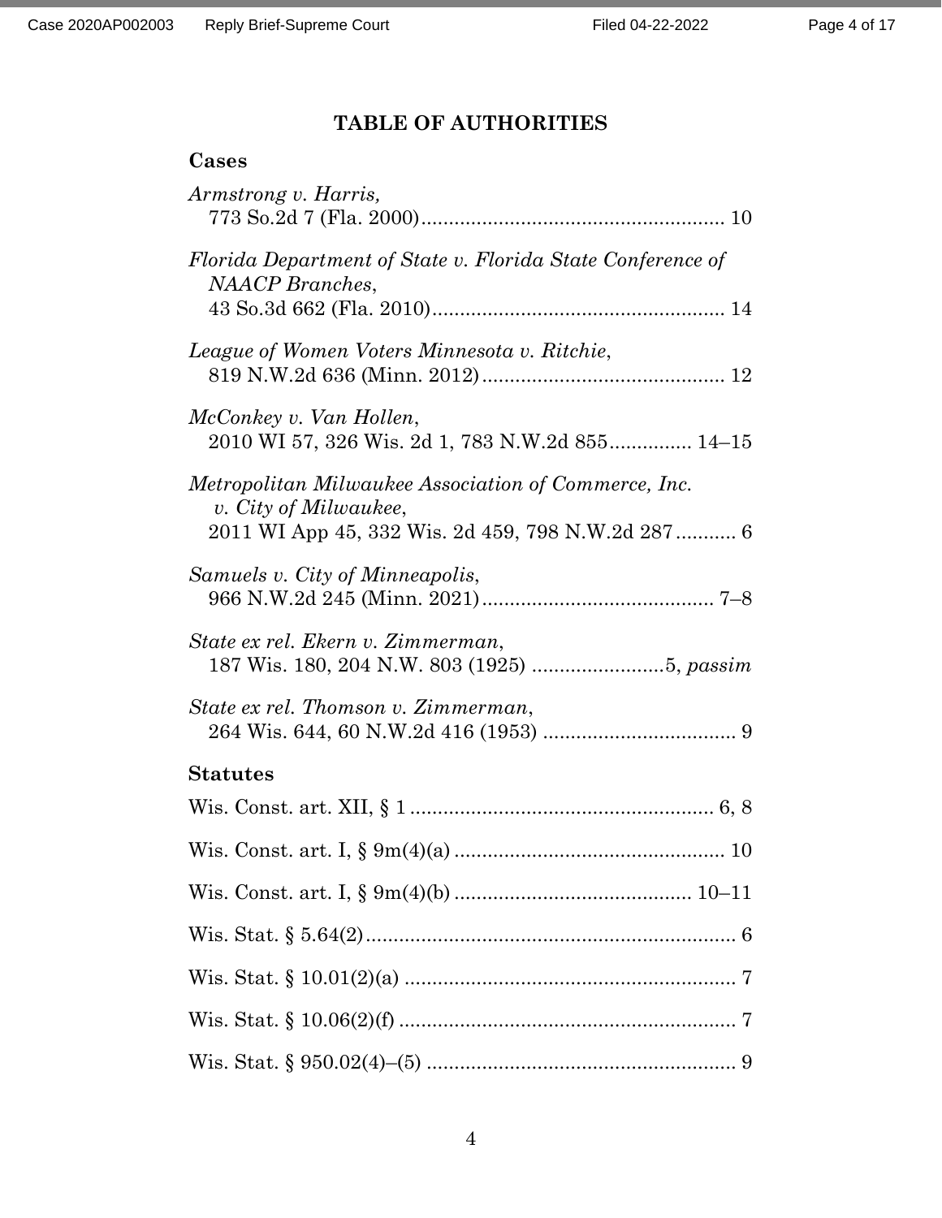# TABLE OF AUTHORITIES

## Cases

*Armstrong v. Harris,*
773 So.2d 7 (Fla. 2000)....................................................... 10

*Florida Department of State v. Florida State Conference of NAACP Branches*,
43 So.3d 662 (Fla. 2010)..................................................... 14

*League of Women Voters Minnesota v. Ritchie*,
819 N.W.2d 636 (Minn. 2012)............................................ 12

*McConkey v. Van Hollen*,
2010 WI 57, 326 Wis. 2d 1, 783 N.W.2d 855.............. 14–15

*Metropolitan Milwaukee Association of Commerce, Inc. v. City of Milwaukee*,
2011 WI App 45, 332 Wis. 2d 459, 798 N.W.2d 287........... 6

*Samuels v. City of Minneapolis*,
966 N.W.2d 245 (Minn. 2021).......................................... 7–8

*State ex rel. Ekern v. Zimmerman*,
187 Wis. 180, 204 N.W. 803 (1925) ........................5, *passim*

*State ex rel. Thomson v. Zimmerman*,
264 Wis. 644, 60 N.W.2d 416 (1953) ................................... 9

## Statutes

Wis. Const. art. XII, § 1 ....................................................... 6, 8

Wis. Const. art. I, § 9m(4)(a) ................................................. 10

Wis. Const. art. I, § 9m(4)(b) .......................................... 10–11

Wis. Stat. § 5.64(2)................................................................... 6

Wis. Stat. § 10.01(2)(a) ............................................................ 7

Wis. Stat. § 10.06(2)(f) ............................................................. 7

Wis. Stat. § 950.02(4)–(5) ........................................................ 9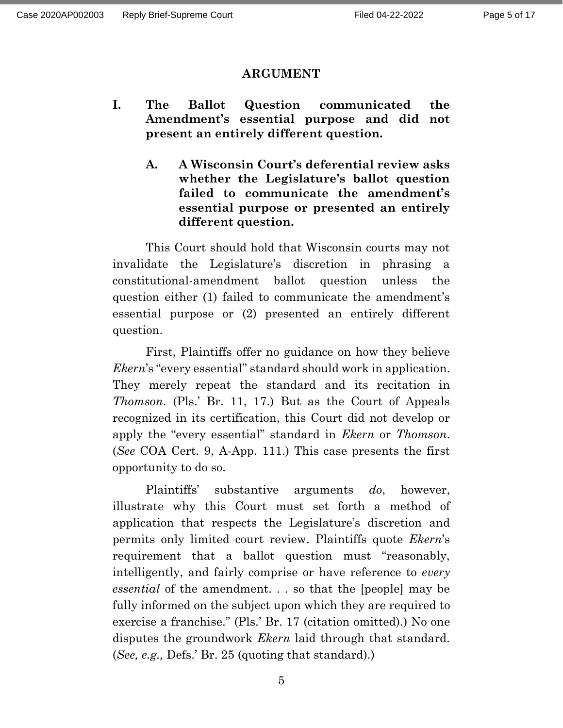## ARGUMENT

### I. The Ballot Question communicated the Amendment's essential purpose and did not present an entirely different question.

#### A. A Wisconsin Court's deferential review asks whether the Legislature's ballot question failed to communicate the amendment's essential purpose or presented an entirely different question.

This Court should hold that Wisconsin courts may not invalidate the Legislature's discretion in phrasing a constitutional-amendment ballot question unless the question either (1) failed to communicate the amendment's essential purpose or (2) presented an entirely different question.

First, Plaintiffs offer no guidance on how they believe *Ekern*'s "every essential" standard should work in application. They merely repeat the standard and its recitation in *Thomson*. (Pls.' Br. 11, 17.) But as the Court of Appeals recognized in its certification, this Court did not develop or apply the "every essential" standard in *Ekern* or *Thomson*. (*See* COA Cert. 9, A-App. 111.) This case presents the first opportunity to do so.

Plaintiffs' substantive arguments *do*, however, illustrate why this Court must set forth a method of application that respects the Legislature's discretion and permits only limited court review. Plaintiffs quote *Ekern*'s requirement that a ballot question must "reasonably, intelligently, and fairly comprise or have reference to *every essential* of the amendment. . . so that the [people] may be fully informed on the subject upon which they are required to exercise a franchise." (Pls.' Br. 17 (citation omitted).) No one disputes the groundwork *Ekern* laid through that standard. (*See, e.g.,* Defs.' Br. 25 (quoting that standard).)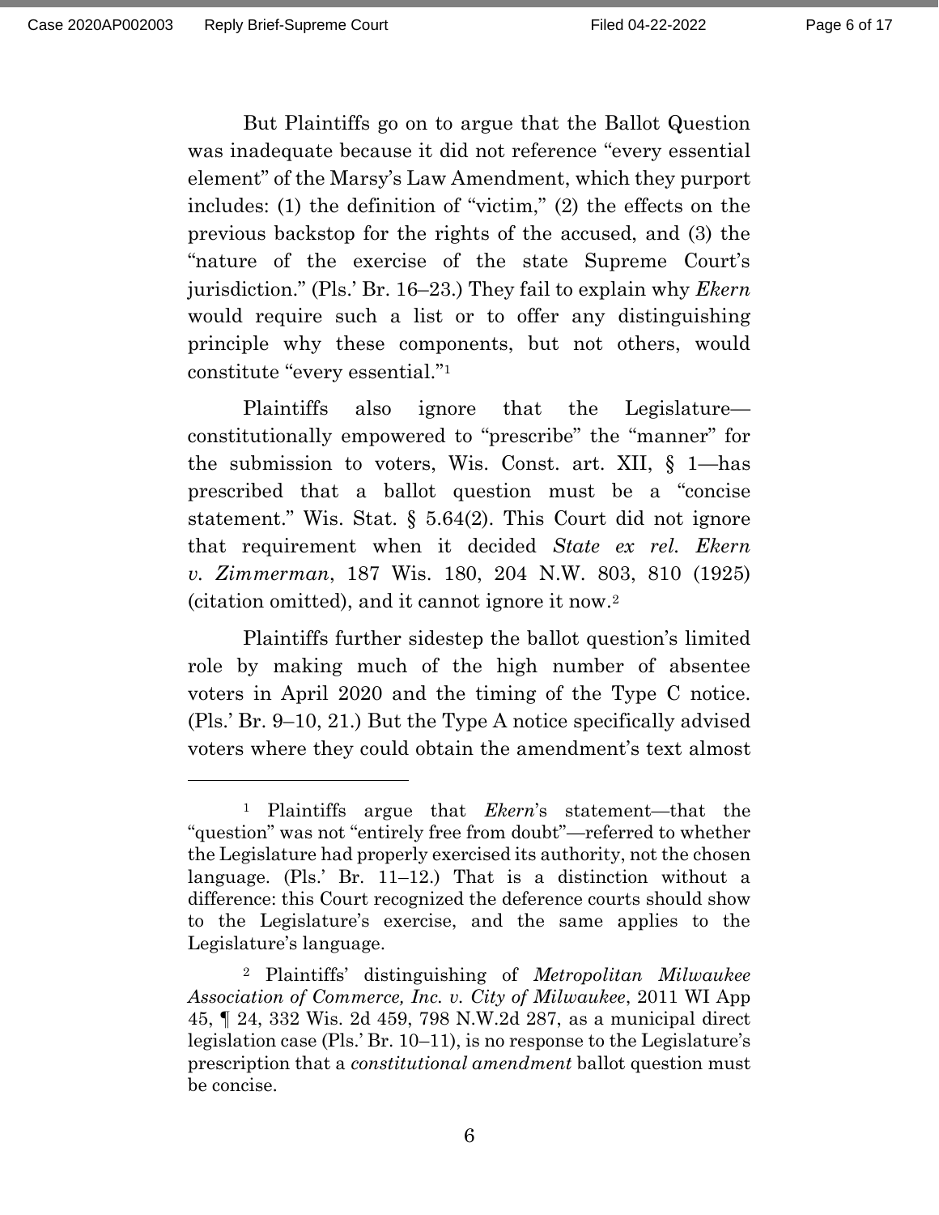But Plaintiffs go on to argue that the Ballot Question was inadequate because it did not reference "every essential element" of the Marsy's Law Amendment, which they purport includes: (1) the definition of "victim," (2) the effects on the previous backstop for the rights of the accused, and (3) the "nature of the exercise of the state Supreme Court's jurisdiction." (Pls.' Br. 16–23.) They fail to explain why *Ekern* would require such a list or to offer any distinguishing principle why these components, but not others, would constitute "every essential."[1]

Plaintiffs also ignore that the Legislature—constitutionally empowered to "prescribe" the "manner" for the submission to voters, Wis. Const. art. XII, § 1—has prescribed that a ballot question must be a "concise statement." Wis. Stat. § 5.64(2). This Court did not ignore that requirement when it decided *State ex rel. Ekern v. Zimmerman*, 187 Wis. 180, 204 N.W. 803, 810 (1925) (citation omitted), and it cannot ignore it now.[2]

Plaintiffs further sidestep the ballot question's limited role by making much of the high number of absentee voters in April 2020 and the timing of the Type C notice. (Pls.' Br. 9–10, 21.) But the Type A notice specifically advised voters where they could obtain the amendment's text almost

---

[1] Plaintiffs argue that *Ekern*'s statement—that the "question" was not "entirely free from doubt"—referred to whether the Legislature had properly exercised its authority, not the chosen language. (Pls.' Br. 11–12.) That is a distinction without a difference: this Court recognized the deference courts should show to the Legislature's exercise, and the same applies to the Legislature's language.

[2] Plaintiffs' distinguishing of *Metropolitan Milwaukee Association of Commerce, Inc. v. City of Milwaukee*, 2011 WI App 45, ¶ 24, 332 Wis. 2d 459, 798 N.W.2d 287, as a municipal direct legislation case (Pls.' Br. 10–11), is no response to the Legislature's prescription that a *constitutional amendment* ballot question must be concise.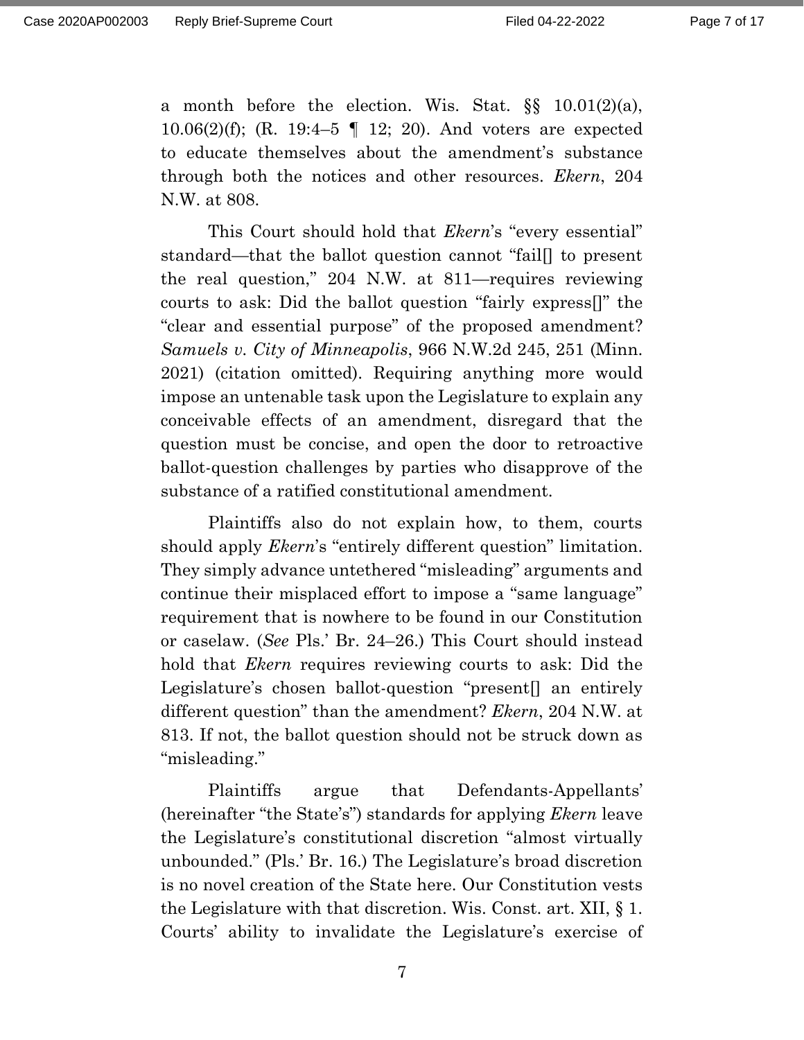a month before the election. Wis. Stat. §§ 10.01(2)(a), 10.06(2)(f); (R. 19:4–5 ¶ 12; 20). And voters are expected to educate themselves about the amendment's substance through both the notices and other resources. *Ekern*, 204 N.W. at 808.

This Court should hold that *Ekern*'s "every essential" standard—that the ballot question cannot "fail[] to present the real question," 204 N.W. at 811—requires reviewing courts to ask: Did the ballot question "fairly express[]" the "clear and essential purpose" of the proposed amendment? *Samuels v. City of Minneapolis*, 966 N.W.2d 245, 251 (Minn. 2021) (citation omitted). Requiring anything more would impose an untenable task upon the Legislature to explain any conceivable effects of an amendment, disregard that the question must be concise, and open the door to retroactive ballot-question challenges by parties who disapprove of the substance of a ratified constitutional amendment.

Plaintiffs also do not explain how, to them, courts should apply *Ekern*'s "entirely different question" limitation. They simply advance untethered "misleading" arguments and continue their misplaced effort to impose a "same language" requirement that is nowhere to be found in our Constitution or caselaw. (*See* Pls.' Br. 24–26.) This Court should instead hold that *Ekern* requires reviewing courts to ask: Did the Legislature's chosen ballot-question "present[] an entirely different question" than the amendment? *Ekern*, 204 N.W. at 813. If not, the ballot question should not be struck down as "misleading."

Plaintiffs argue that Defendants-Appellants' (hereinafter "the State's") standards for applying *Ekern* leave the Legislature's constitutional discretion "almost virtually unbounded." (Pls.' Br. 16.) The Legislature's broad discretion is no novel creation of the State here. Our Constitution vests the Legislature with that discretion. Wis. Const. art. XII, § 1. Courts' ability to invalidate the Legislature's exercise of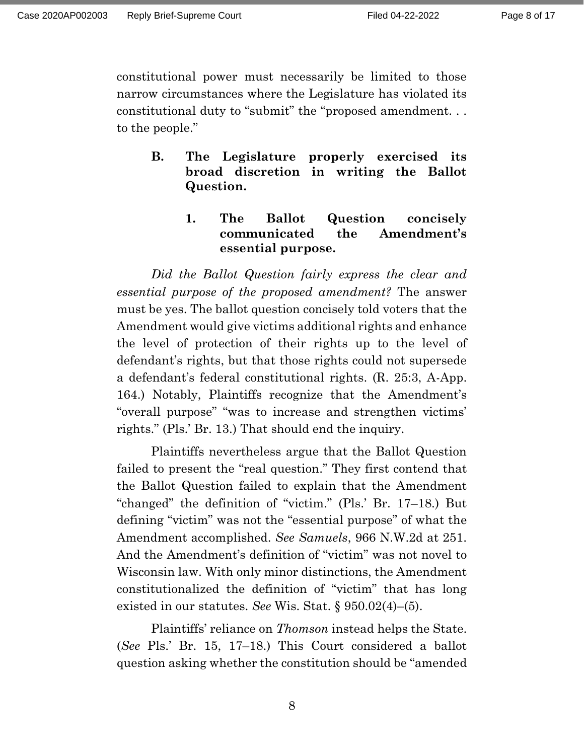constitutional power must necessarily be limited to those narrow circumstances where the Legislature has violated its constitutional duty to "submit" the "proposed amendment. . . to the people."

### B. The Legislature properly exercised its broad discretion in writing the Ballot Question.

#### 1. The Ballot Question concisely communicated the Amendment's essential purpose.

*Did the Ballot Question fairly express the clear and essential purpose of the proposed amendment?* The answer must be yes. The ballot question concisely told voters that the Amendment would give victims additional rights and enhance the level of protection of their rights up to the level of defendant's rights, but that those rights could not supersede a defendant's federal constitutional rights. (R. 25:3, A-App. 164.) Notably, Plaintiffs recognize that the Amendment's "overall purpose" "was to increase and strengthen victims' rights." (Pls.' Br. 13.) That should end the inquiry.

Plaintiffs nevertheless argue that the Ballot Question failed to present the "real question." They first contend that the Ballot Question failed to explain that the Amendment "changed" the definition of "victim." (Pls.' Br. 17–18.) But defining "victim" was not the "essential purpose" of what the Amendment accomplished. *See Samuels*, 966 N.W.2d at 251. And the Amendment's definition of "victim" was not novel to Wisconsin law. With only minor distinctions, the Amendment constitutionalized the definition of "victim" that has long existed in our statutes. *See* Wis. Stat. § 950.02(4)–(5).

Plaintiffs' reliance on *Thomson* instead helps the State. (*See* Pls.' Br. 15, 17–18.) This Court considered a ballot question asking whether the constitution should be "amended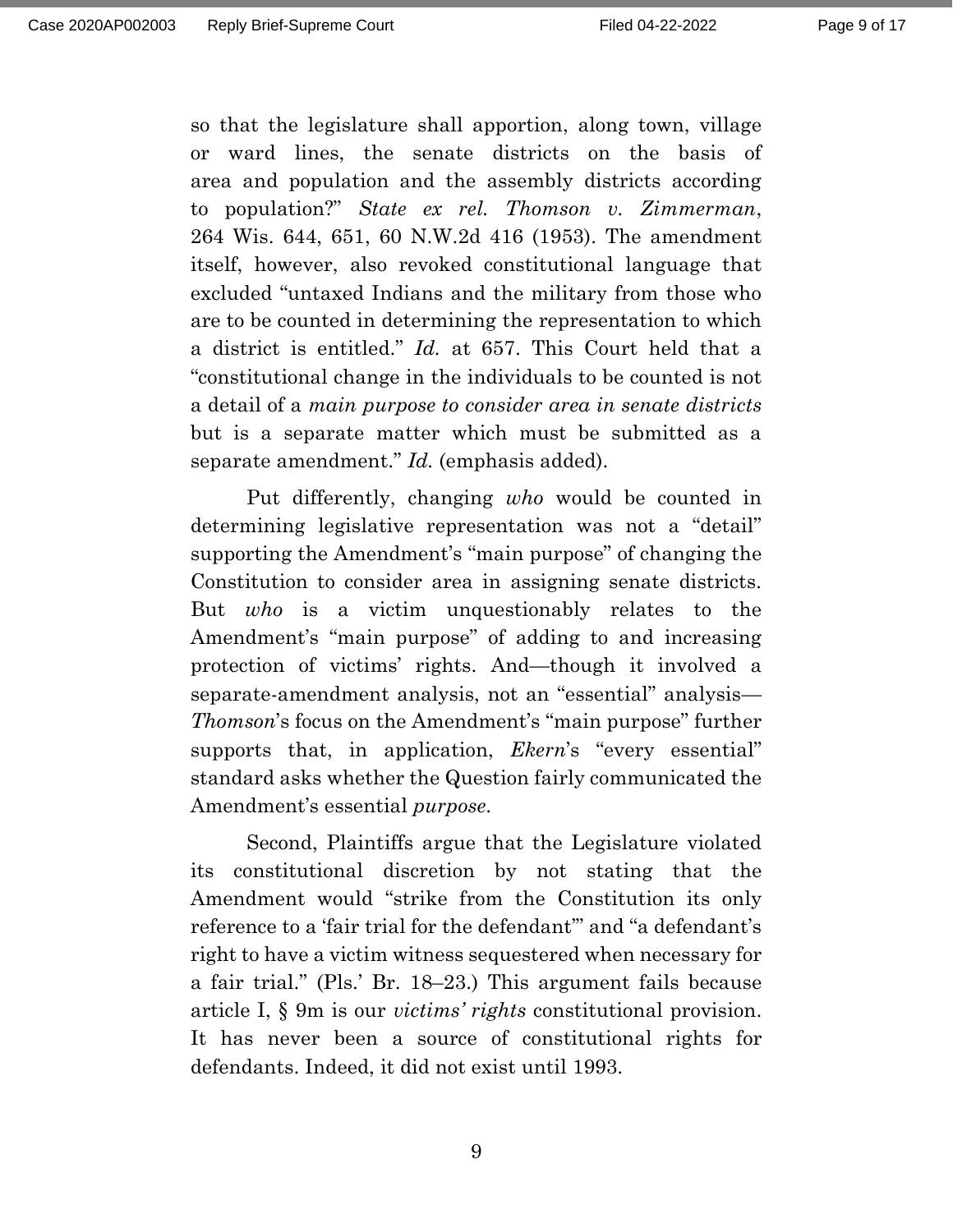so that the legislature shall apportion, along town, village or ward lines, the senate districts on the basis of area and population and the assembly districts according to population?" *State ex rel. Thomson v. Zimmerman*, 264 Wis. 644, 651, 60 N.W.2d 416 (1953). The amendment itself, however, also revoked constitutional language that excluded "untaxed Indians and the military from those who are to be counted in determining the representation to which a district is entitled." *Id.* at 657. This Court held that a "constitutional change in the individuals to be counted is not a detail of a *main purpose to consider area in senate districts* but is a separate matter which must be submitted as a separate amendment." *Id.* (emphasis added).

Put differently, changing *who* would be counted in determining legislative representation was not a "detail" supporting the Amendment's "main purpose" of changing the Constitution to consider area in assigning senate districts. But *who* is a victim unquestionably relates to the Amendment's "main purpose" of adding to and increasing protection of victims' rights. And—though it involved a separate-amendment analysis, not an "essential" analysis—*Thomson*'s focus on the Amendment's "main purpose" further supports that, in application, *Ekern*'s "every essential" standard asks whether the Question fairly communicated the Amendment's essential *purpose*.

Second, Plaintiffs argue that the Legislature violated its constitutional discretion by not stating that the Amendment would "strike from the Constitution its only reference to a 'fair trial for the defendant'" and "a defendant's right to have a victim witness sequestered when necessary for a fair trial." (Pls.' Br. 18–23.) This argument fails because article I, § 9m is our *victims' rights* constitutional provision. It has never been a source of constitutional rights for defendants. Indeed, it did not exist until 1993.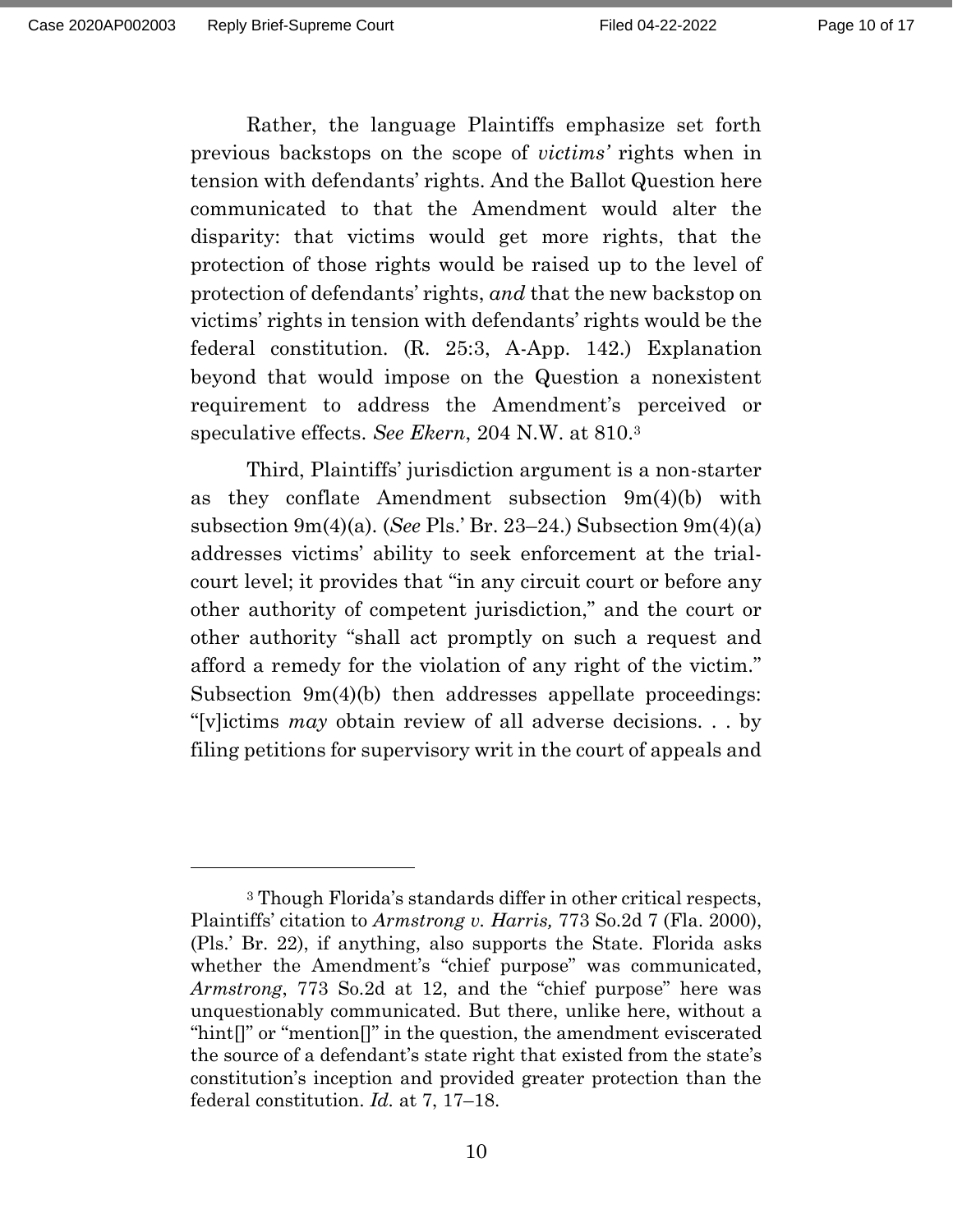Rather, the language Plaintiffs emphasize set forth previous backstops on the scope of *victims'* rights when in tension with defendants' rights. And the Ballot Question here communicated to that the Amendment would alter the disparity: that victims would get more rights, that the protection of those rights would be raised up to the level of protection of defendants' rights, *and* that the new backstop on victims' rights in tension with defendants' rights would be the federal constitution. (R. 25:3, A-App. 142.) Explanation beyond that would impose on the Question a nonexistent requirement to address the Amendment's perceived or speculative effects. *See Ekern*, 204 N.W. at 810.[3]

Third, Plaintiffs' jurisdiction argument is a non-starter as they conflate Amendment subsection 9m(4)(b) with subsection 9m(4)(a). (*See* Pls.' Br. 23–24.) Subsection 9m(4)(a) addresses victims' ability to seek enforcement at the trial-court level; it provides that "in any circuit court or before any other authority of competent jurisdiction," and the court or other authority "shall act promptly on such a request and afford a remedy for the violation of any right of the victim." Subsection 9m(4)(b) then addresses appellate proceedings: "[v]ictims *may* obtain review of all adverse decisions. . . by filing petitions for supervisory writ in the court of appeals and

---

[3] Though Florida's standards differ in other critical respects, Plaintiffs' citation to *Armstrong v. Harris,* 773 So.2d 7 (Fla. 2000), (Pls.' Br. 22), if anything, also supports the State. Florida asks whether the Amendment's "chief purpose" was communicated, *Armstrong*, 773 So.2d at 12, and the "chief purpose" here was unquestionably communicated. But there, unlike here, without a "hint[]" or "mention[]" in the question, the amendment eviscerated the source of a defendant's state right that existed from the state's constitution's inception and provided greater protection than the federal constitution. *Id.* at 7, 17–18.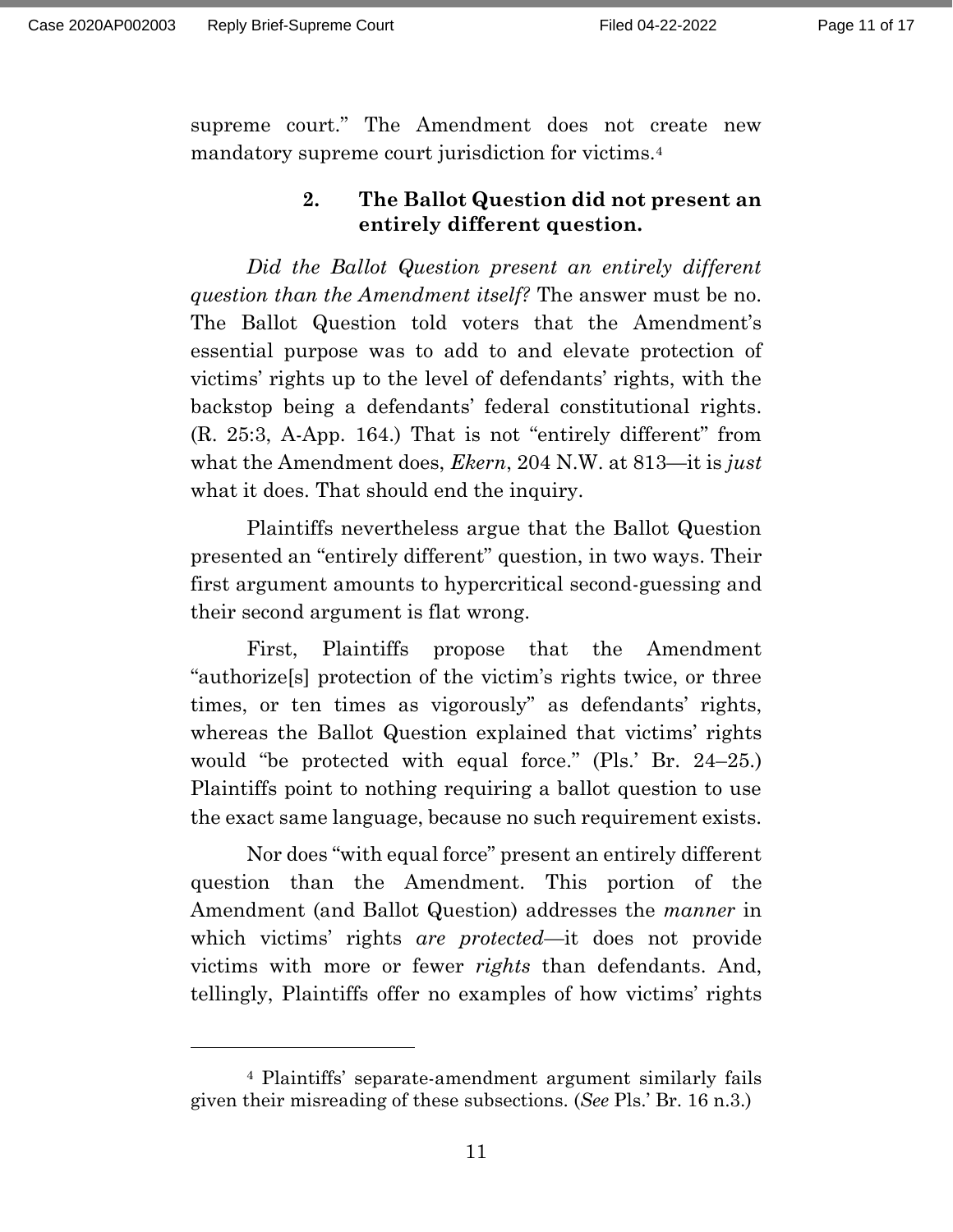supreme court." The Amendment does not create new mandatory supreme court jurisdiction for victims.[4]

**2. The Ballot Question did not present an entirely different question.**

*Did the Ballot Question present an entirely different question than the Amendment itself?* The answer must be no. The Ballot Question told voters that the Amendment's essential purpose was to add to and elevate protection of victims' rights up to the level of defendants' rights, with the backstop being a defendants' federal constitutional rights. (R. 25:3, A-App. 164.) That is not "entirely different" from what the Amendment does, *Ekern*, 204 N.W. at 813—it is *just* what it does. That should end the inquiry.

Plaintiffs nevertheless argue that the Ballot Question presented an "entirely different" question, in two ways. Their first argument amounts to hypercritical second-guessing and their second argument is flat wrong.

First, Plaintiffs propose that the Amendment "authorize[s] protection of the victim's rights twice, or three times, or ten times as vigorously" as defendants' rights, whereas the Ballot Question explained that victims' rights would "be protected with equal force." (Pls.' Br. 24–25.) Plaintiffs point to nothing requiring a ballot question to use the exact same language, because no such requirement exists.

Nor does "with equal force" present an entirely different question than the Amendment. This portion of the Amendment (and Ballot Question) addresses the *manner* in which victims' rights *are protected*—it does not provide victims with more or fewer *rights* than defendants. And, tellingly, Plaintiffs offer no examples of how victims' rights

---

[4] Plaintiffs' separate-amendment argument similarly fails given their misreading of these subsections. (*See* Pls.' Br. 16 n.3.)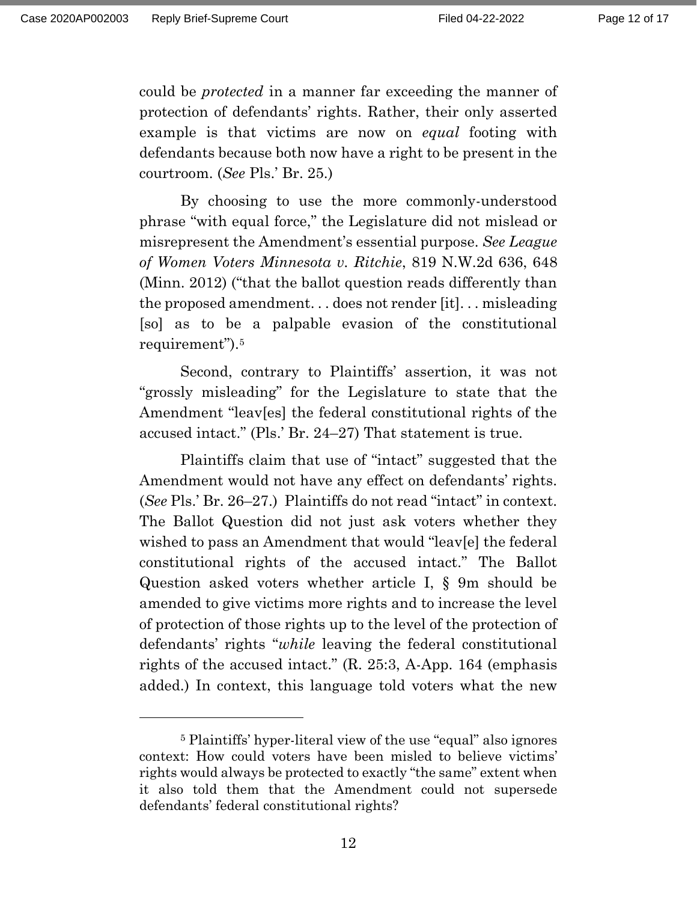could be *protected* in a manner far exceeding the manner of protection of defendants' rights. Rather, their only asserted example is that victims are now on *equal* footing with defendants because both now have a right to be present in the courtroom. (*See* Pls.' Br. 25.)

By choosing to use the more commonly-understood phrase "with equal force," the Legislature did not mislead or misrepresent the Amendment's essential purpose. *See League of Women Voters Minnesota v. Ritchie*, 819 N.W.2d 636, 648 (Minn. 2012) ("that the ballot question reads differently than the proposed amendment. . . does not render [it]. . . misleading [so] as to be a palpable evasion of the constitutional requirement").[5]

Second, contrary to Plaintiffs' assertion, it was not "grossly misleading" for the Legislature to state that the Amendment "leav[es] the federal constitutional rights of the accused intact." (Pls.' Br. 24–27) That statement is true.

Plaintiffs claim that use of "intact" suggested that the Amendment would not have any effect on defendants' rights. (*See* Pls.' Br. 26–27.) Plaintiffs do not read "intact" in context. The Ballot Question did not just ask voters whether they wished to pass an Amendment that would "leav[e] the federal constitutional rights of the accused intact." The Ballot Question asked voters whether article I, § 9m should be amended to give victims more rights and to increase the level of protection of those rights up to the level of the protection of defendants' rights "*while* leaving the federal constitutional rights of the accused intact." (R. 25:3, A-App. 164 (emphasis added.) In context, this language told voters what the new

---

[5] Plaintiffs' hyper-literal view of the use "equal" also ignores context: How could voters have been misled to believe victims' rights would always be protected to exactly "the same" extent when it also told them that the Amendment could not supersede defendants' federal constitutional rights?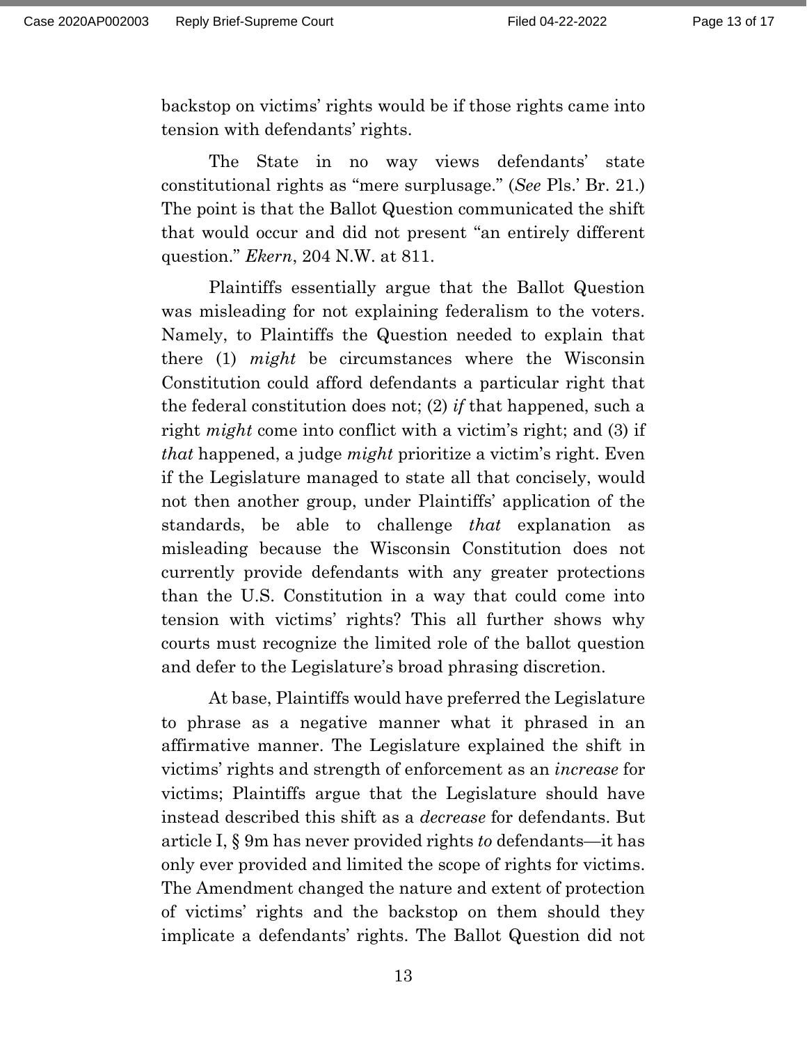backstop on victims' rights would be if those rights came into tension with defendants' rights.

The State in no way views defendants' state constitutional rights as "mere surplusage." (*See* Pls.' Br. 21.) The point is that the Ballot Question communicated the shift that would occur and did not present "an entirely different question." *Ekern*, 204 N.W. at 811.

Plaintiffs essentially argue that the Ballot Question was misleading for not explaining federalism to the voters. Namely, to Plaintiffs the Question needed to explain that there (1) *might* be circumstances where the Wisconsin Constitution could afford defendants a particular right that the federal constitution does not; (2) *if* that happened, such a right *might* come into conflict with a victim's right; and (3) if *that* happened, a judge *might* prioritize a victim's right. Even if the Legislature managed to state all that concisely, would not then another group, under Plaintiffs' application of the standards, be able to challenge *that* explanation as misleading because the Wisconsin Constitution does not currently provide defendants with any greater protections than the U.S. Constitution in a way that could come into tension with victims' rights? This all further shows why courts must recognize the limited role of the ballot question and defer to the Legislature's broad phrasing discretion.

At base, Plaintiffs would have preferred the Legislature to phrase as a negative manner what it phrased in an affirmative manner. The Legislature explained the shift in victims' rights and strength of enforcement as an *increase* for victims; Plaintiffs argue that the Legislature should have instead described this shift as a *decrease* for defendants. But article I, § 9m has never provided rights *to* defendants—it has only ever provided and limited the scope of rights for victims. The Amendment changed the nature and extent of protection of victims' rights and the backstop on them should they implicate a defendants' rights. The Ballot Question did not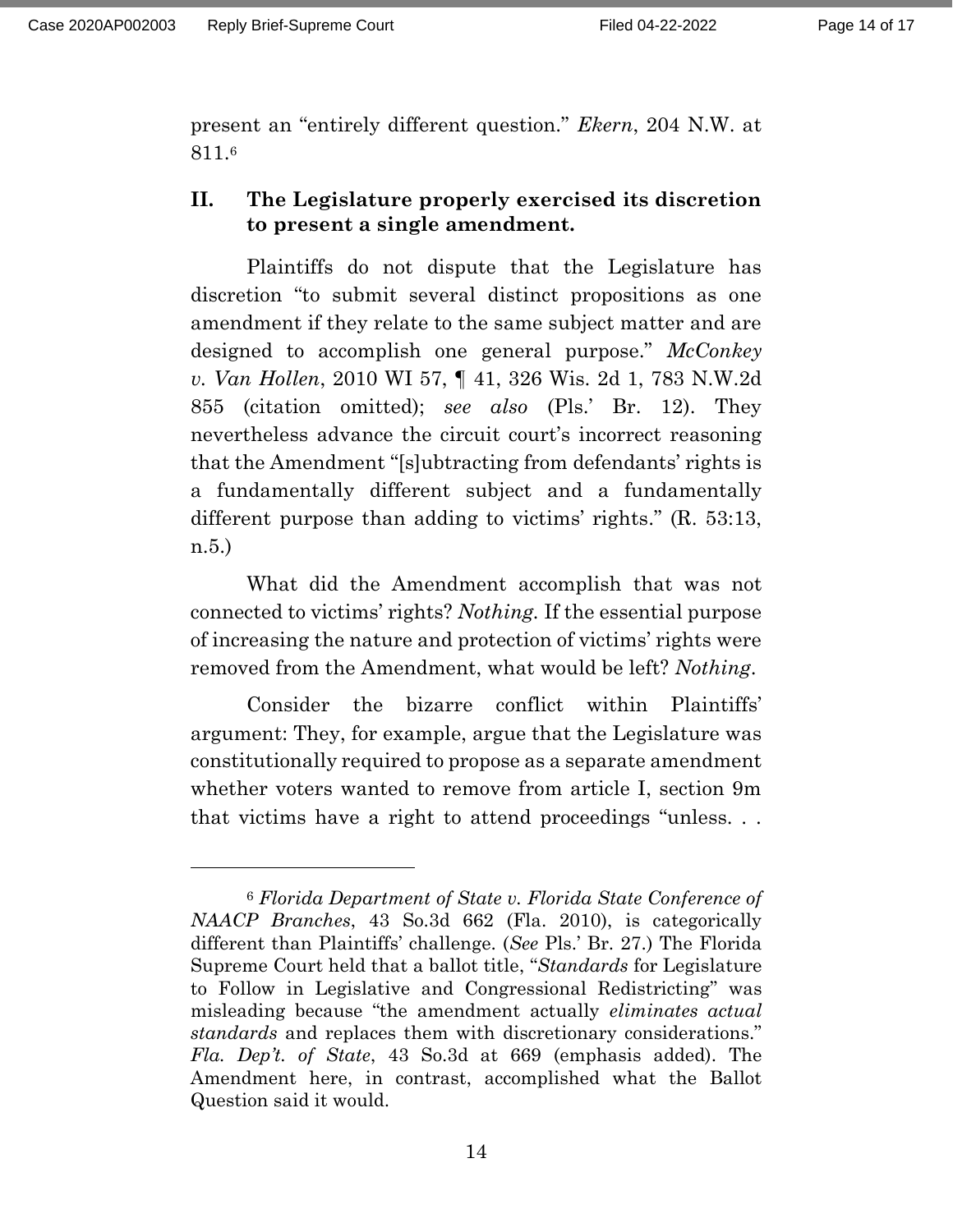present an "entirely different question." *Ekern*, 204 N.W. at 811.[6]

## II. The Legislature properly exercised its discretion to present a single amendment.

Plaintiffs do not dispute that the Legislature has discretion "to submit several distinct propositions as one amendment if they relate to the same subject matter and are designed to accomplish one general purpose." *McConkey v. Van Hollen*, 2010 WI 57, ¶ 41, 326 Wis. 2d 1, 783 N.W.2d 855 (citation omitted); *see also* (Pls.' Br. 12). They nevertheless advance the circuit court's incorrect reasoning that the Amendment "[s]ubtracting from defendants' rights is a fundamentally different subject and a fundamentally different purpose than adding to victims' rights." (R. 53:13, n.5.)

What did the Amendment accomplish that was not connected to victims' rights? *Nothing*. If the essential purpose of increasing the nature and protection of victims' rights were removed from the Amendment, what would be left? *Nothing*.

Consider the bizarre conflict within Plaintiffs' argument: They, for example, argue that the Legislature was constitutionally required to propose as a separate amendment whether voters wanted to remove from article I, section 9m that victims have a right to attend proceedings "unless. . .

---

[6] *Florida Department of State v. Florida State Conference of NAACP Branches*, 43 So.3d 662 (Fla. 2010), is categorically different than Plaintiffs' challenge. (*See* Pls.' Br. 27.) The Florida Supreme Court held that a ballot title, "*Standards* for Legislature to Follow in Legislative and Congressional Redistricting" was misleading because "the amendment actually *eliminates actual standards* and replaces them with discretionary considerations." *Fla. Dep't. of State*, 43 So.3d at 669 (emphasis added). The Amendment here, in contrast, accomplished what the Ballot Question said it would.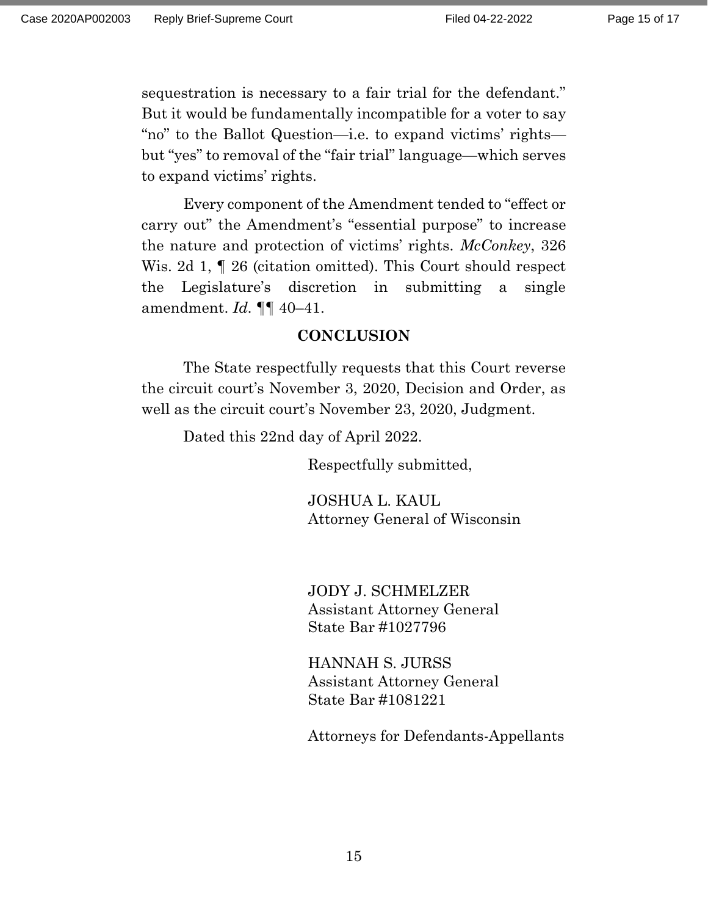sequestration is necessary to a fair trial for the defendant." But it would be fundamentally incompatible for a voter to say "no" to the Ballot Question—i.e. to expand victims' rights—but "yes" to removal of the "fair trial" language—which serves to expand victims' rights.

Every component of the Amendment tended to "effect or carry out" the Amendment's "essential purpose" to increase the nature and protection of victims' rights. *McConkey*, 326 Wis. 2d 1, ¶ 26 (citation omitted). This Court should respect the Legislature's discretion in submitting a single amendment. *Id.* ¶¶ 40–41.

**CONCLUSION**

The State respectfully requests that this Court reverse the circuit court's November 3, 2020, Decision and Order, as well as the circuit court's November 23, 2020, Judgment.

Dated this 22nd day of April 2022.

Respectfully submitted,

JOSHUA L. KAUL
Attorney General of Wisconsin

JODY J. SCHMELZER
Assistant Attorney General
State Bar #1027796

HANNAH S. JURSS
Assistant Attorney General
State Bar #1081221

Attorneys for Defendants-Appellants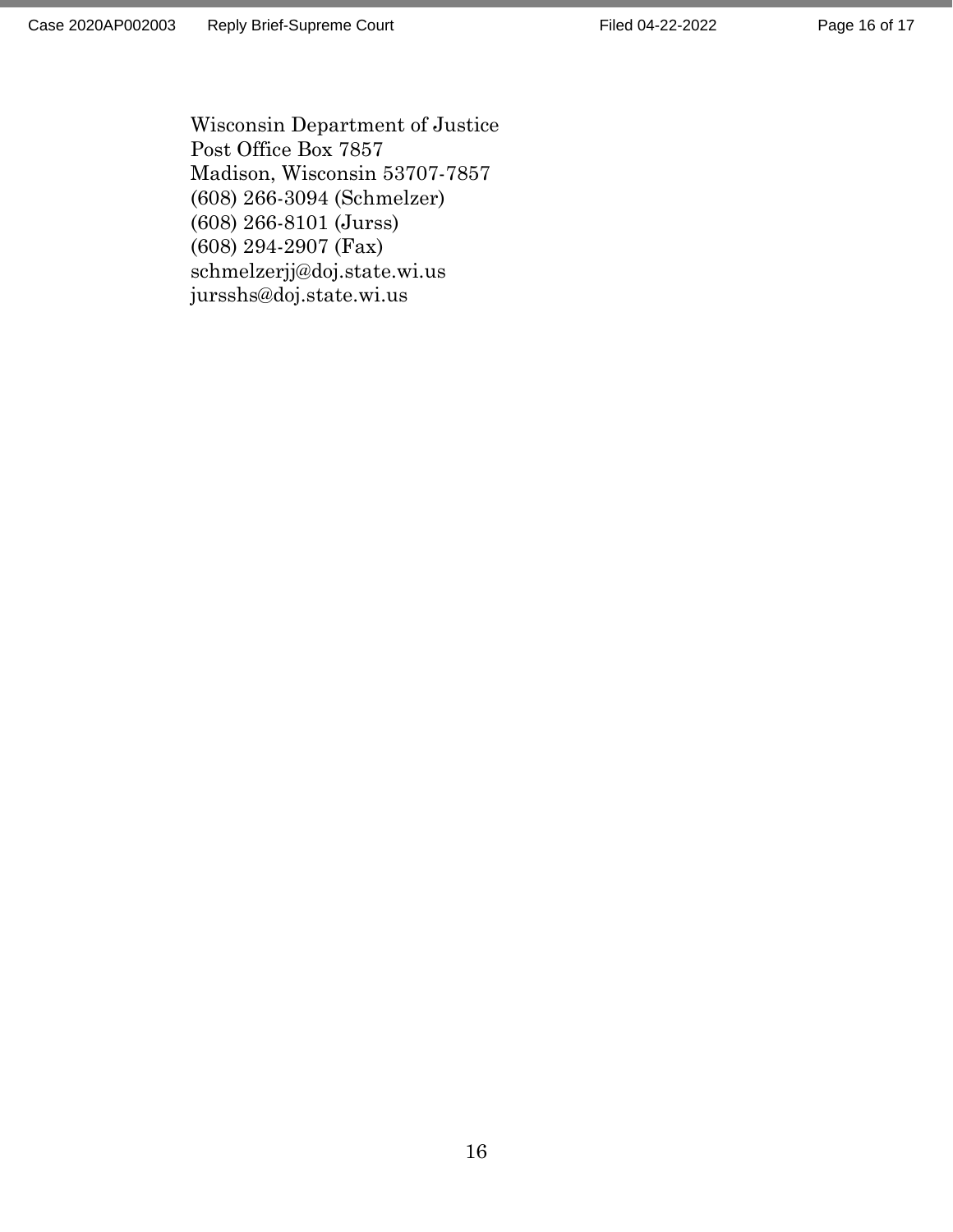Wisconsin Department of Justice
Post Office Box 7857
Madison, Wisconsin 53707-7857
(608) 266-3094 (Schmelzer)
(608) 266-8101 (Jurss)
(608) 294-2907 (Fax)
schmelzerjj@doj.state.wi.us
jursshs@doj.state.wi.us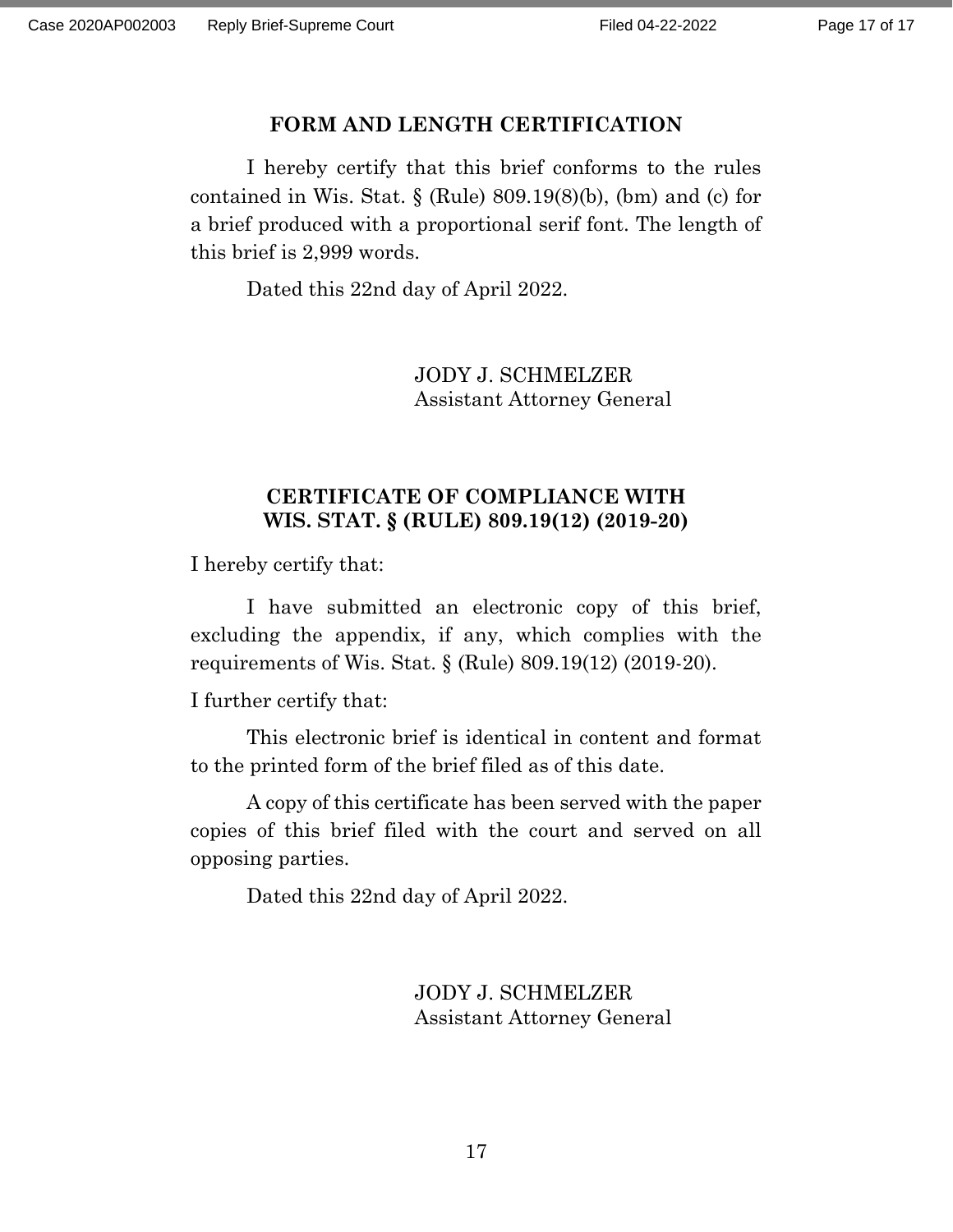## FORM AND LENGTH CERTIFICATION

I hereby certify that this brief conforms to the rules contained in Wis. Stat. § (Rule) 809.19(8)(b), (bm) and (c) for a brief produced with a proportional serif font. The length of this brief is 2,999 words.

Dated this 22nd day of April 2022.

JODY J. SCHMELZER
Assistant Attorney General

## CERTIFICATE OF COMPLIANCE WITH WIS. STAT. § (RULE) 809.19(12) (2019-20)

I hereby certify that:

I have submitted an electronic copy of this brief, excluding the appendix, if any, which complies with the requirements of Wis. Stat. § (Rule) 809.19(12) (2019-20).

I further certify that:

This electronic brief is identical in content and format to the printed form of the brief filed as of this date.

A copy of this certificate has been served with the paper copies of this brief filed with the court and served on all opposing parties.

Dated this 22nd day of April 2022.

JODY J. SCHMELZER
Assistant Attorney General